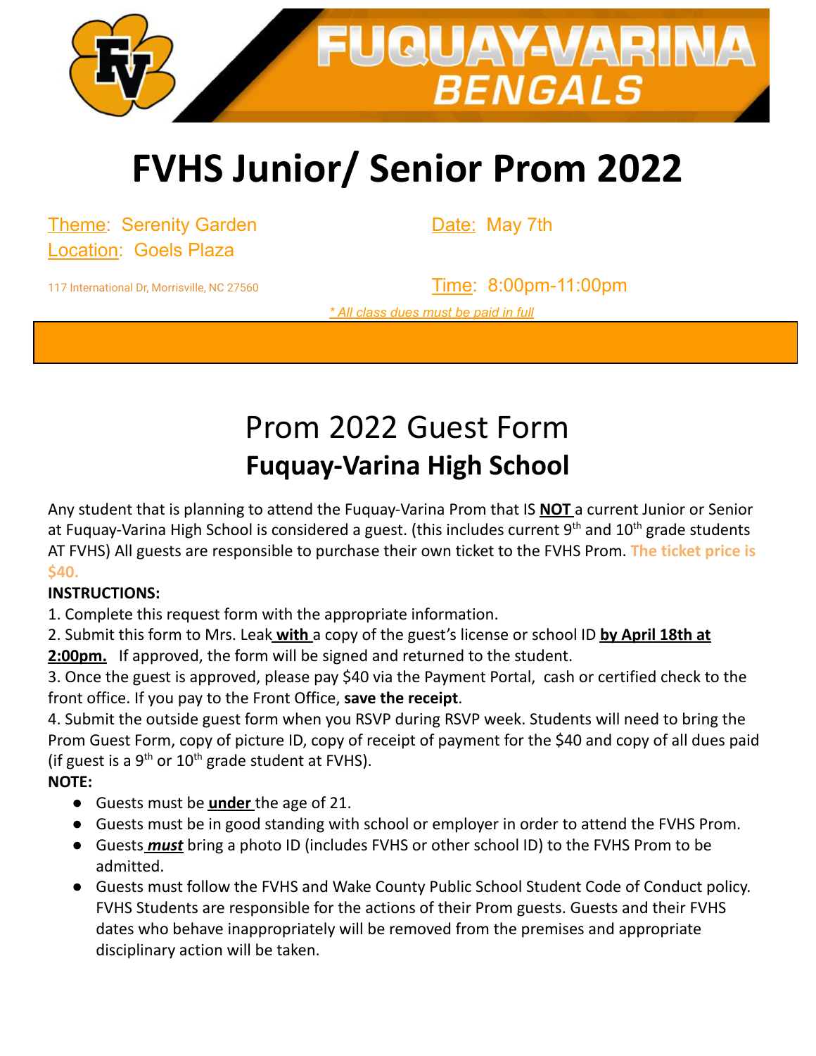FUQUAY-VARINA BENGALS

# FVHS Junior/ Senior Prom 2022

Theme: Serenity Garden

Location: Goels Plaza

117 International Dr, Morrisville, NC 27560

Date: May 7th

Time: 8:00pm-11:00pm

*\* All class dues must be paid in full*

## Prom 2022 Guest Form

## Fuquay-Varina High School

Any student that is planning to attend the Fuquay-Varina Prom that IS **NOT** a current Junior or Senior at Fuquay-Varina High School is considered a guest. (this includes current 9th and 10th grade students AT FVHS) All guests are responsible to purchase their own ticket to the FVHS Prom. **The ticket price is $40.**

**INSTRUCTIONS:**

1. Complete this request form with the appropriate information.
2. Submit this form to Mrs. Leak **with** a copy of the guest's license or school ID **by April 18th at 2:00pm.** If approved, the form will be signed and returned to the student.
3. Once the guest is approved, please pay $40 via the Payment Portal, cash or certified check to the front office. If you pay to the Front Office, **save the receipt**.
4. Submit the outside guest form when you RSVP during RSVP week. Students will need to bring the Prom Guest Form, copy of picture ID, copy of receipt of payment for the $40 and copy of all dues paid (if guest is a 9th or 10th grade student at FVHS).

**NOTE:**

- Guests must be **under** the age of 21.
- Guests must be in good standing with school or employer in order to attend the FVHS Prom.
- Guests ***must*** bring a photo ID (includes FVHS or other school ID) to the FVHS Prom to be admitted.
- Guests must follow the FVHS and Wake County Public School Student Code of Conduct policy. FVHS Students are responsible for the actions of their Prom guests. Guests and their FVHS dates who behave inappropriately will be removed from the premises and appropriate disciplinary action will be taken.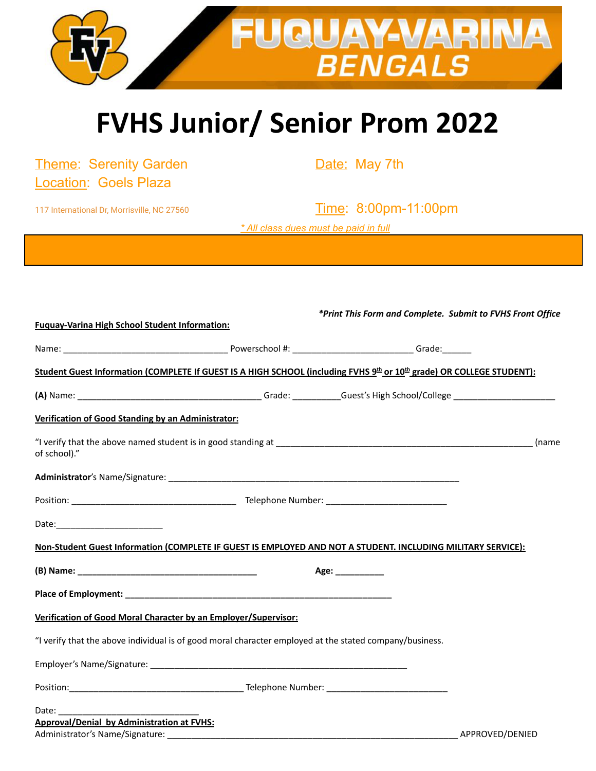FUQUAY-VARINA BENGALS

# FVHS Junior/ Senior Prom 2022

Theme: Serenity Garden

Location: Goels Plaza

117 International Dr, Morrisville, NC 27560

Date: May 7th

Time: 8:00pm-11:00pm

*\* All class dues must be paid in full*

***Print This Form and Complete. Submit to FVHS Front Office**

**Fuquay-Varina High School Student Information:**

Name: ______________________________ Powerschool #: ______________________ Grade:______

**Student Guest Information (COMPLETE If GUEST IS A HIGH SCHOOL (including FVHS 9th or 10th grade) OR COLLEGE STUDENT):**

**(A)** Name: ____________________________________ Grade: _________Guest's High School/College ____________________

**Verification of Good Standing by an Administrator:**

"I verify that the above named student is in good standing at _______________________________________________ (name of school)."

**Administrator**'s Name/Signature: ___________________________________________________________

Position: _________________________________ Telephone Number: ________________________

Date:_____________________

**Non-Student Guest Information (COMPLETE IF GUEST IS EMPLOYED AND NOT A STUDENT. INCLUDING MILITARY SERVICE):**

**(B) Name: ____________________________________ Age: __________**

**Place of Employment: ______________________________________________________**

**Verification of Good Moral Character by an Employer/Supervisor:**

"I verify that the above individual is of good moral character employed at the stated company/business.

Employer's Name/Signature: ____________________________________________________

Position:____________________________________ Telephone Number: ________________________

Date: ___________________________

**Approval/Denial by Administration at FVHS:**

Administrator's Name/Signature: ____________________________________________________________ APPROVED/DENIED